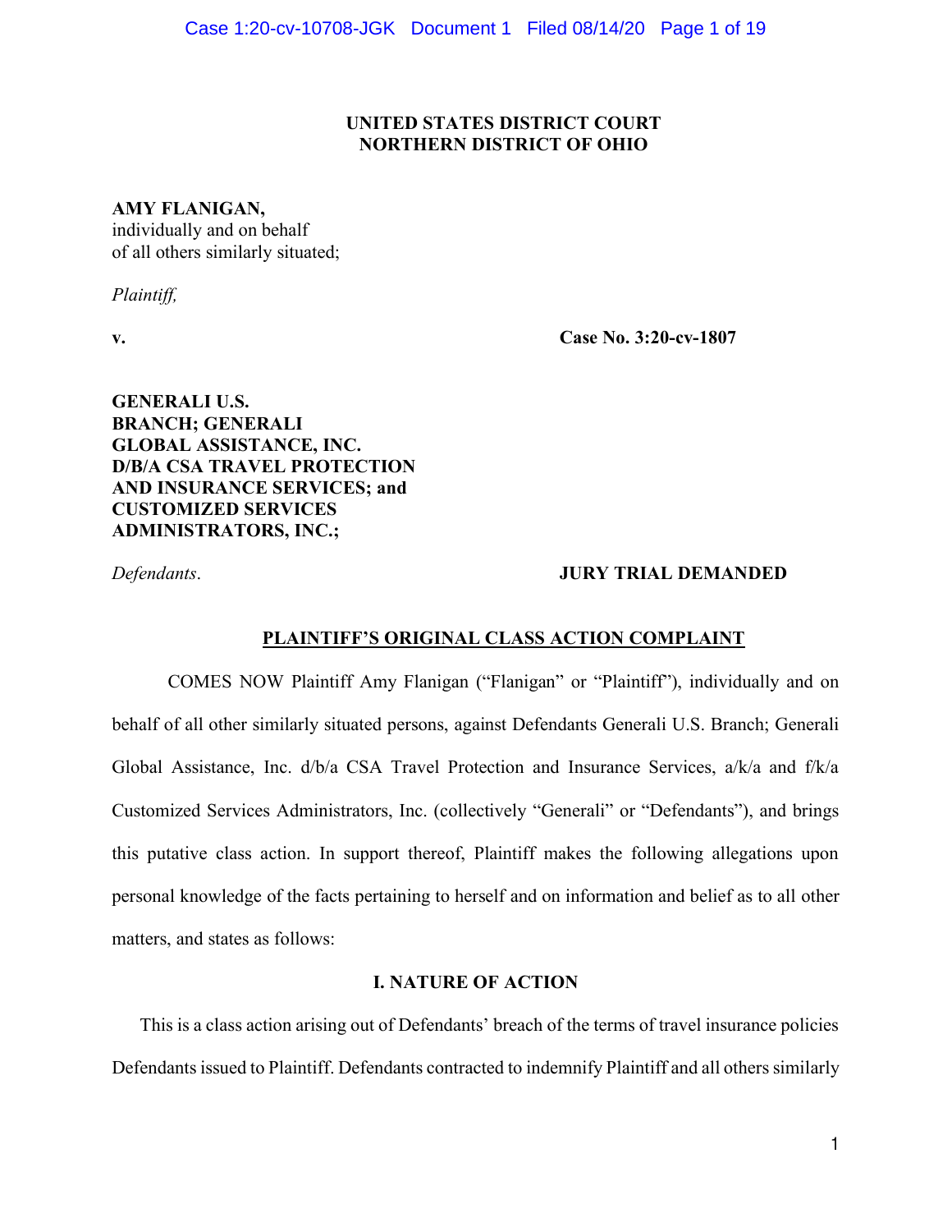**UNITED STATES DISTRICT COURT**
**NORTHERN DISTRICT OF OHIO**

**AMY FLANIGAN,**
individually and on behalf
of all others similarly situated;

*Plaintiff,*

**v.** **Case No. 3:20-cv-1807**

**GENERALI U.S. BRANCH; GENERALI GLOBAL ASSISTANCE, INC. D/B/A CSA TRAVEL PROTECTION AND INSURANCE SERVICES; and CUSTOMIZED SERVICES ADMINISTRATORS, INC.;**

*Defendants*. **JURY TRIAL DEMANDED**

## PLAINTIFF'S ORIGINAL CLASS ACTION COMPLAINT

COMES NOW Plaintiff Amy Flanigan ("Flanigan" or "Plaintiff"), individually and on behalf of all other similarly situated persons, against Defendants Generali U.S. Branch; Generali Global Assistance, Inc. d/b/a CSA Travel Protection and Insurance Services, a/k/a and f/k/a Customized Services Administrators, Inc. (collectively "Generali" or "Defendants"), and brings this putative class action. In support thereof, Plaintiff makes the following allegations upon personal knowledge of the facts pertaining to herself and on information and belief as to all other matters, and states as follows:

### I. NATURE OF ACTION

This is a class action arising out of Defendants' breach of the terms of travel insurance policies Defendants issued to Plaintiff. Defendants contracted to indemnify Plaintiff and all others similarly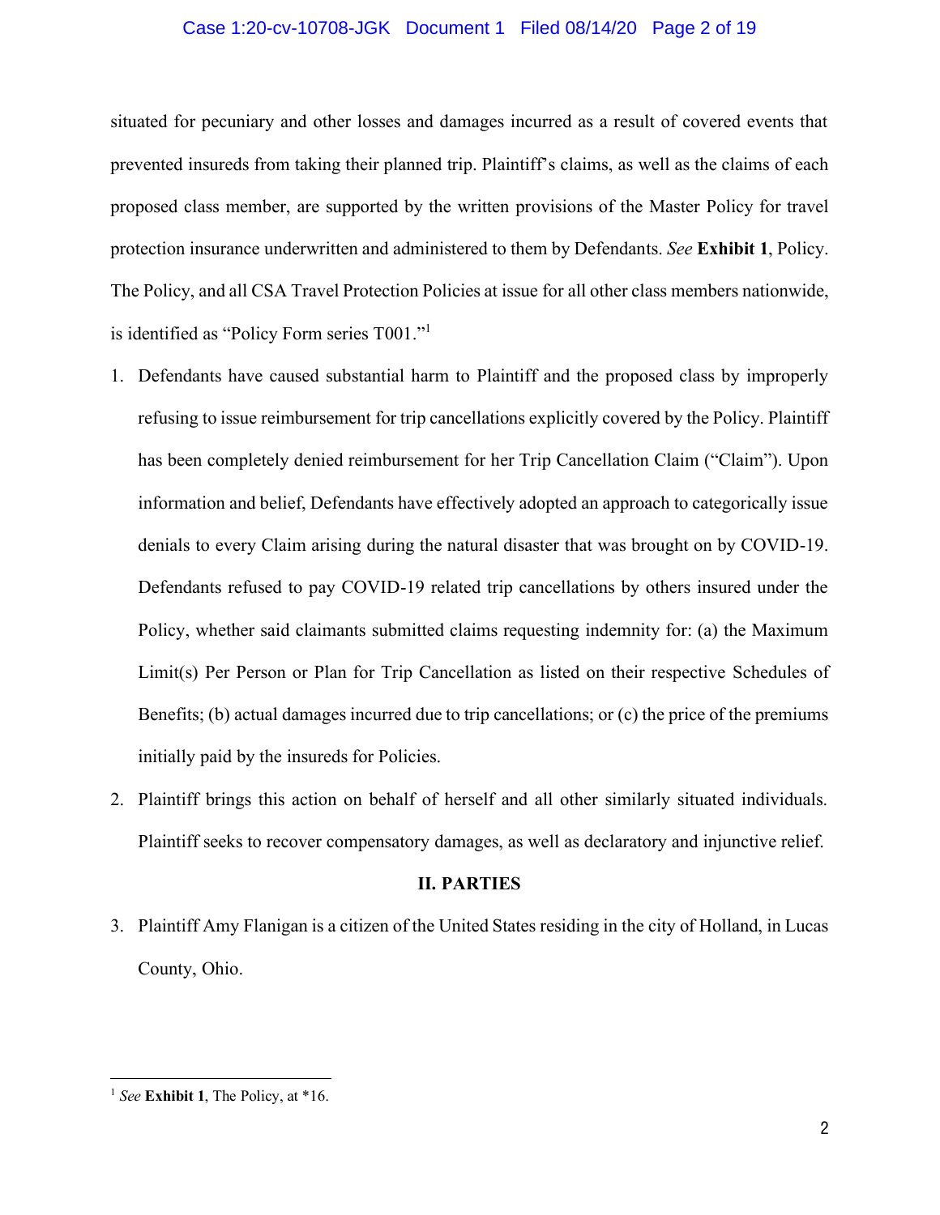situated for pecuniary and other losses and damages incurred as a result of covered events that prevented insureds from taking their planned trip. Plaintiff's claims, as well as the claims of each proposed class member, are supported by the written provisions of the Master Policy for travel protection insurance underwritten and administered to them by Defendants. *See* **Exhibit 1**, Policy. The Policy, and all CSA Travel Protection Policies at issue for all other class members nationwide, is identified as "Policy Form series T001."[1]

1. Defendants have caused substantial harm to Plaintiff and the proposed class by improperly refusing to issue reimbursement for trip cancellations explicitly covered by the Policy. Plaintiff has been completely denied reimbursement for her Trip Cancellation Claim ("Claim"). Upon information and belief, Defendants have effectively adopted an approach to categorically issue denials to every Claim arising during the natural disaster that was brought on by COVID-19. Defendants refused to pay COVID-19 related trip cancellations by others insured under the Policy, whether said claimants submitted claims requesting indemnity for: (a) the Maximum Limit(s) Per Person or Plan for Trip Cancellation as listed on their respective Schedules of Benefits; (b) actual damages incurred due to trip cancellations; or (c) the price of the premiums initially paid by the insureds for Policies.

2. Plaintiff brings this action on behalf of herself and all other similarly situated individuals. Plaintiff seeks to recover compensatory damages, as well as declaratory and injunctive relief.

## II. PARTIES

3. Plaintiff Amy Flanigan is a citizen of the United States residing in the city of Holland, in Lucas County, Ohio.

---

[1] *See* **Exhibit 1**, The Policy, at *16.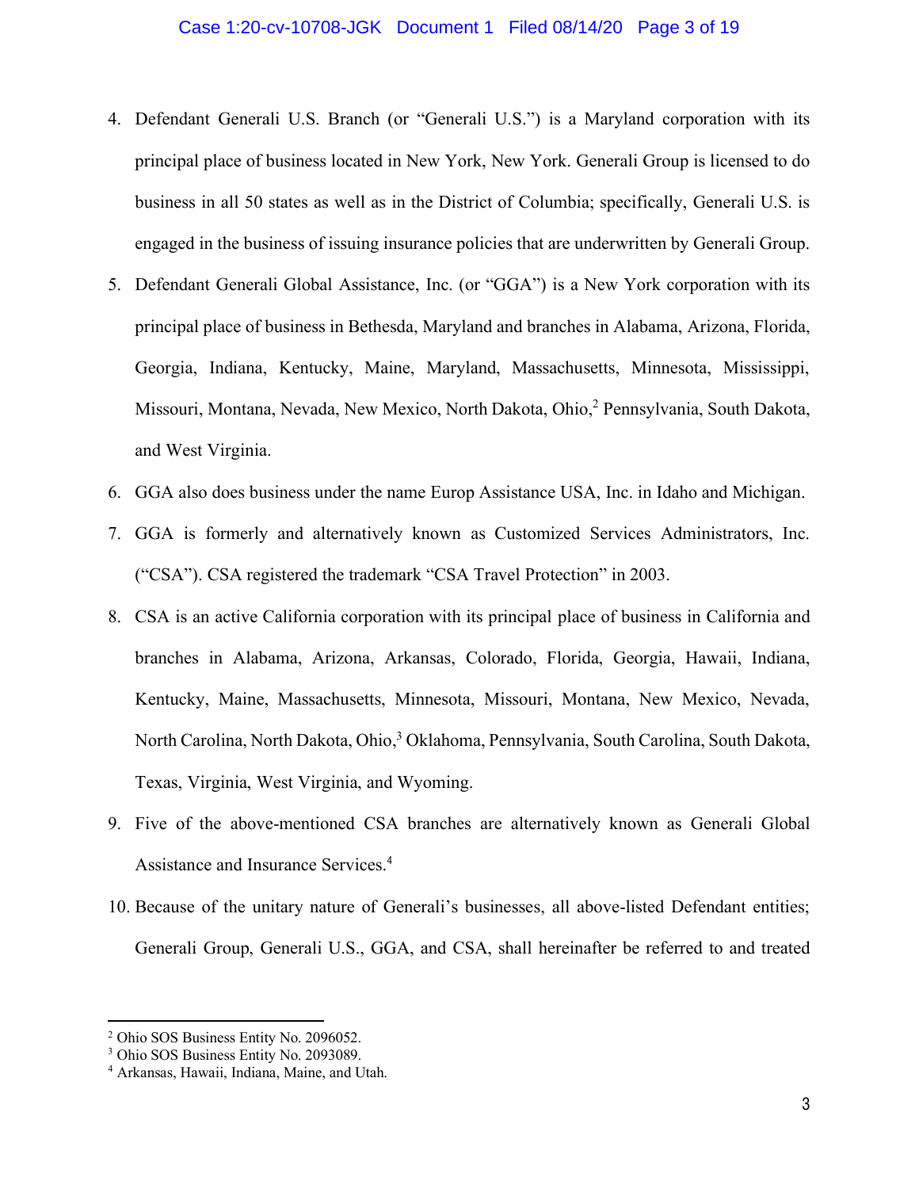4. Defendant Generali U.S. Branch (or "Generali U.S.") is a Maryland corporation with its principal place of business located in New York, New York. Generali Group is licensed to do business in all 50 states as well as in the District of Columbia; specifically, Generali U.S. is engaged in the business of issuing insurance policies that are underwritten by Generali Group.

5. Defendant Generali Global Assistance, Inc. (or "GGA") is a New York corporation with its principal place of business in Bethesda, Maryland and branches in Alabama, Arizona, Florida, Georgia, Indiana, Kentucky, Maine, Maryland, Massachusetts, Minnesota, Mississippi, Missouri, Montana, Nevada, New Mexico, North Dakota, Ohio,[2] Pennsylvania, South Dakota, and West Virginia.

6. GGA also does business under the name Europ Assistance USA, Inc. in Idaho and Michigan.

7. GGA is formerly and alternatively known as Customized Services Administrators, Inc. ("CSA"). CSA registered the trademark "CSA Travel Protection" in 2003.

8. CSA is an active California corporation with its principal place of business in California and branches in Alabama, Arizona, Arkansas, Colorado, Florida, Georgia, Hawaii, Indiana, Kentucky, Maine, Massachusetts, Minnesota, Missouri, Montana, New Mexico, Nevada, North Carolina, North Dakota, Ohio,[3] Oklahoma, Pennsylvania, South Carolina, South Dakota, Texas, Virginia, West Virginia, and Wyoming.

9. Five of the above-mentioned CSA branches are alternatively known as Generali Global Assistance and Insurance Services.[4]

10. Because of the unitary nature of Generali's businesses, all above-listed Defendant entities; Generali Group, Generali U.S., GGA, and CSA, shall hereinafter be referred to and treated

---

[2] Ohio SOS Business Entity No. 2096052.

[3] Ohio SOS Business Entity No. 2093089.

[4] Arkansas, Hawaii, Indiana, Maine, and Utah.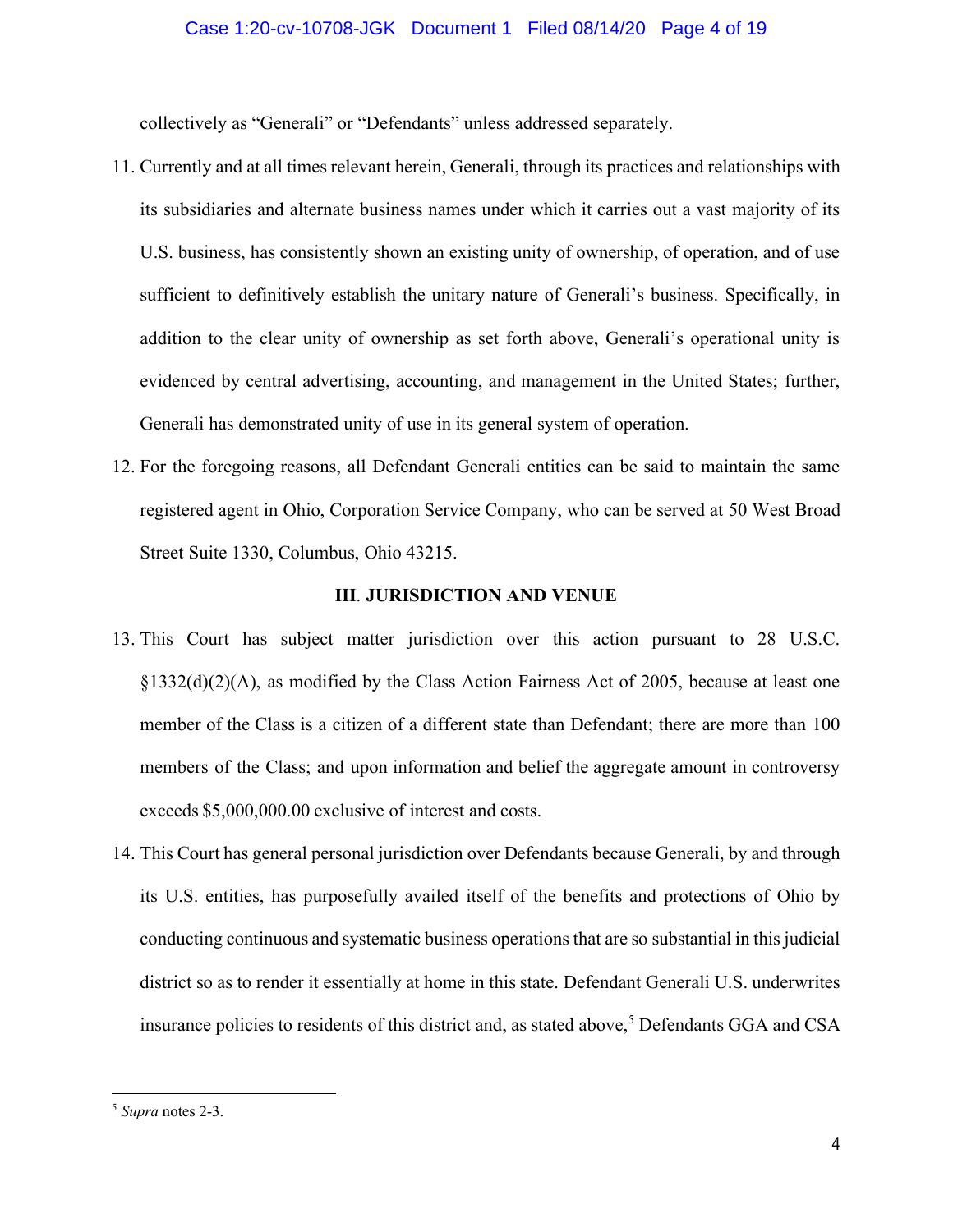collectively as "Generali" or "Defendants" unless addressed separately.

11. Currently and at all times relevant herein, Generali, through its practices and relationships with its subsidiaries and alternate business names under which it carries out a vast majority of its U.S. business, has consistently shown an existing unity of ownership, of operation, and of use sufficient to definitively establish the unitary nature of Generali's business. Specifically, in addition to the clear unity of ownership as set forth above, Generali's operational unity is evidenced by central advertising, accounting, and management in the United States; further, Generali has demonstrated unity of use in its general system of operation.

12. For the foregoing reasons, all Defendant Generali entities can be said to maintain the same registered agent in Ohio, Corporation Service Company, who can be served at 50 West Broad Street Suite 1330, Columbus, Ohio 43215.

### III. JURISDICTION AND VENUE

13. This Court has subject matter jurisdiction over this action pursuant to 28 U.S.C. §1332(d)(2)(A), as modified by the Class Action Fairness Act of 2005, because at least one member of the Class is a citizen of a different state than Defendant; there are more than 100 members of the Class; and upon information and belief the aggregate amount in controversy exceeds $5,000,000.00 exclusive of interest and costs.

14. This Court has general personal jurisdiction over Defendants because Generali, by and through its U.S. entities, has purposefully availed itself of the benefits and protections of Ohio by conducting continuous and systematic business operations that are so substantial in this judicial district so as to render it essentially at home in this state. Defendant Generali U.S. underwrites insurance policies to residents of this district and, as stated above,[5] Defendants GGA and CSA

---

[5] *Supra* notes 2-3.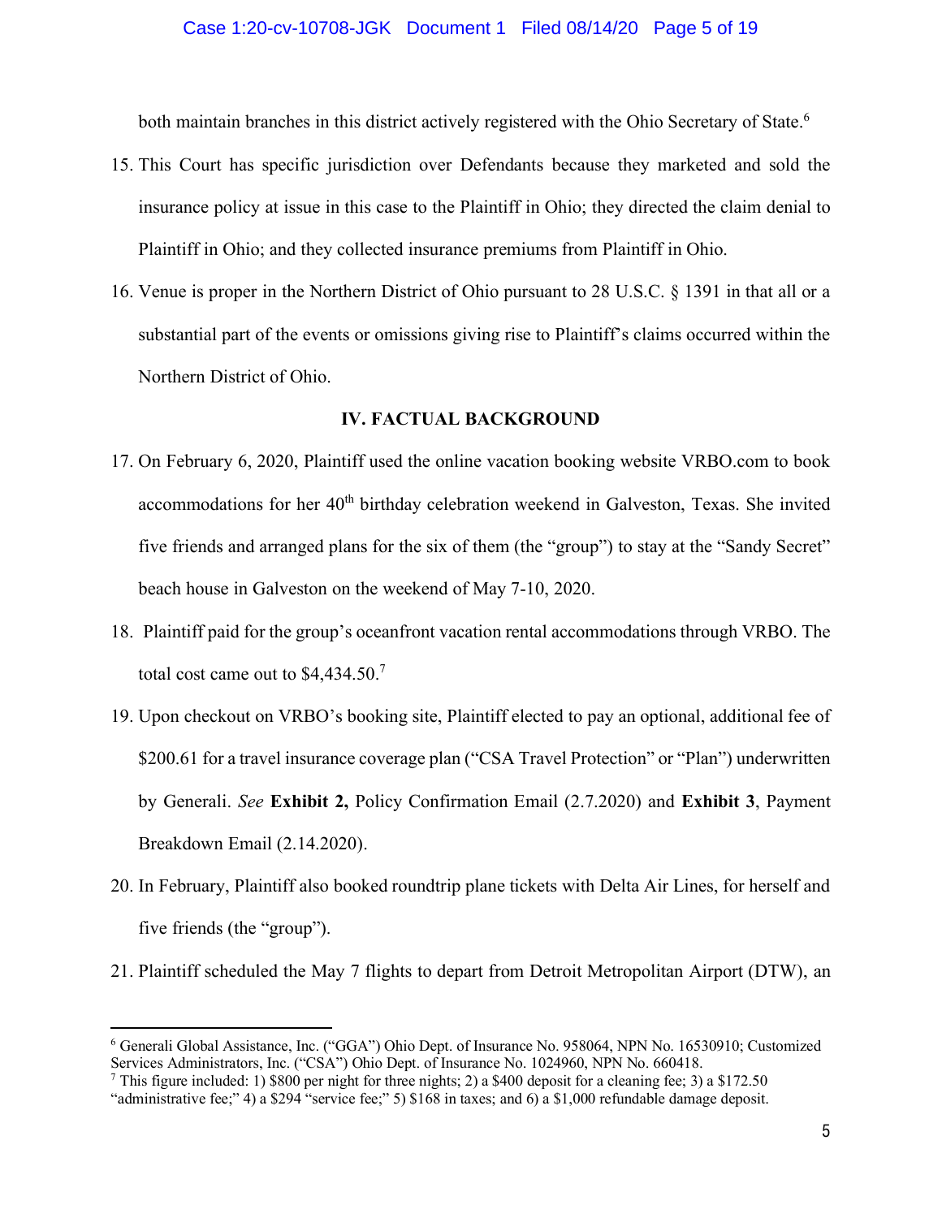both maintain branches in this district actively registered with the Ohio Secretary of State.[6]

15. This Court has specific jurisdiction over Defendants because they marketed and sold the insurance policy at issue in this case to the Plaintiff in Ohio; they directed the claim denial to Plaintiff in Ohio; and they collected insurance premiums from Plaintiff in Ohio.

16. Venue is proper in the Northern District of Ohio pursuant to 28 U.S.C. § 1391 in that all or a substantial part of the events or omissions giving rise to Plaintiff's claims occurred within the Northern District of Ohio.

## IV. FACTUAL BACKGROUND

17. On February 6, 2020, Plaintiff used the online vacation booking website VRBO.com to book accommodations for her 40th birthday celebration weekend in Galveston, Texas. She invited five friends and arranged plans for the six of them (the "group") to stay at the "Sandy Secret" beach house in Galveston on the weekend of May 7-10, 2020.

18. Plaintiff paid for the group's oceanfront vacation rental accommodations through VRBO. The total cost came out to $4,434.50.[7]

19. Upon checkout on VRBO's booking site, Plaintiff elected to pay an optional, additional fee of $200.61 for a travel insurance coverage plan ("CSA Travel Protection" or "Plan") underwritten by Generali. *See* **Exhibit 2,** Policy Confirmation Email (2.7.2020) and **Exhibit 3**, Payment Breakdown Email (2.14.2020).

20. In February, Plaintiff also booked roundtrip plane tickets with Delta Air Lines, for herself and five friends (the "group").

21. Plaintiff scheduled the May 7 flights to depart from Detroit Metropolitan Airport (DTW), an

---

[6] Generali Global Assistance, Inc. ("GGA") Ohio Dept. of Insurance No. 958064, NPN No. 16530910; Customized Services Administrators, Inc. ("CSA") Ohio Dept. of Insurance No. 1024960, NPN No. 660418.

[7] This figure included: 1) $800 per night for three nights; 2) a $400 deposit for a cleaning fee; 3) a $172.50 "administrative fee;" 4) a $294 "service fee;" 5) $168 in taxes; and 6) a $1,000 refundable damage deposit.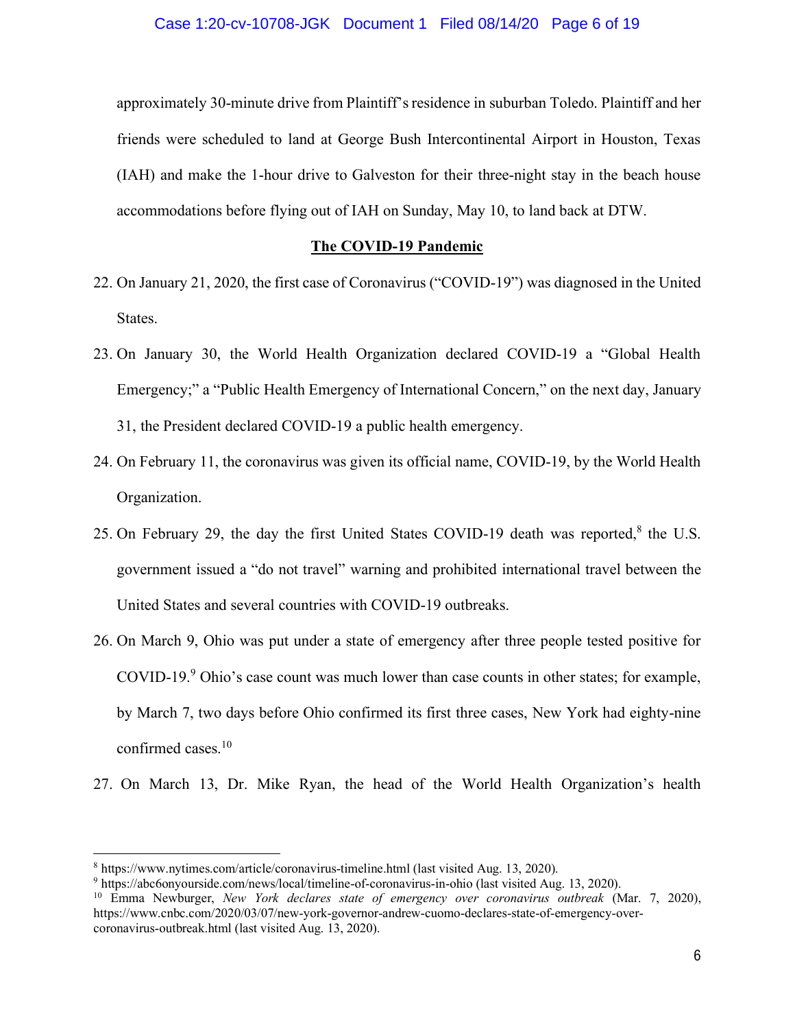approximately 30-minute drive from Plaintiff's residence in suburban Toledo. Plaintiff and her friends were scheduled to land at George Bush Intercontinental Airport in Houston, Texas (IAH) and make the 1-hour drive to Galveston for their three-night stay in the beach house accommodations before flying out of IAH on Sunday, May 10, to land back at DTW.

**The COVID-19 Pandemic**

22. On January 21, 2020, the first case of Coronavirus ("COVID-19") was diagnosed in the United States.

23. On January 30, the World Health Organization declared COVID-19 a "Global Health Emergency;" a "Public Health Emergency of International Concern," on the next day, January 31, the President declared COVID-19 a public health emergency.

24. On February 11, the coronavirus was given its official name, COVID-19, by the World Health Organization.

25. On February 29, the day the first United States COVID-19 death was reported,[8] the U.S. government issued a "do not travel" warning and prohibited international travel between the United States and several countries with COVID-19 outbreaks.

26. On March 9, Ohio was put under a state of emergency after three people tested positive for COVID-19.[9] Ohio's case count was much lower than case counts in other states; for example, by March 7, two days before Ohio confirmed its first three cases, New York had eighty-nine confirmed cases.[10]

27. On March 13, Dr. Mike Ryan, the head of the World Health Organization's health

---

[8] https://www.nytimes.com/article/coronavirus-timeline.html (last visited Aug. 13, 2020).

[9] https://abc6onyourside.com/news/local/timeline-of-coronavirus-in-ohio (last visited Aug. 13, 2020).

[10] Emma Newburger, *New York declares state of emergency over coronavirus outbreak* (Mar. 7, 2020), https://www.cnbc.com/2020/03/07/new-york-governor-andrew-cuomo-declares-state-of-emergency-over-coronavirus-outbreak.html (last visited Aug. 13, 2020).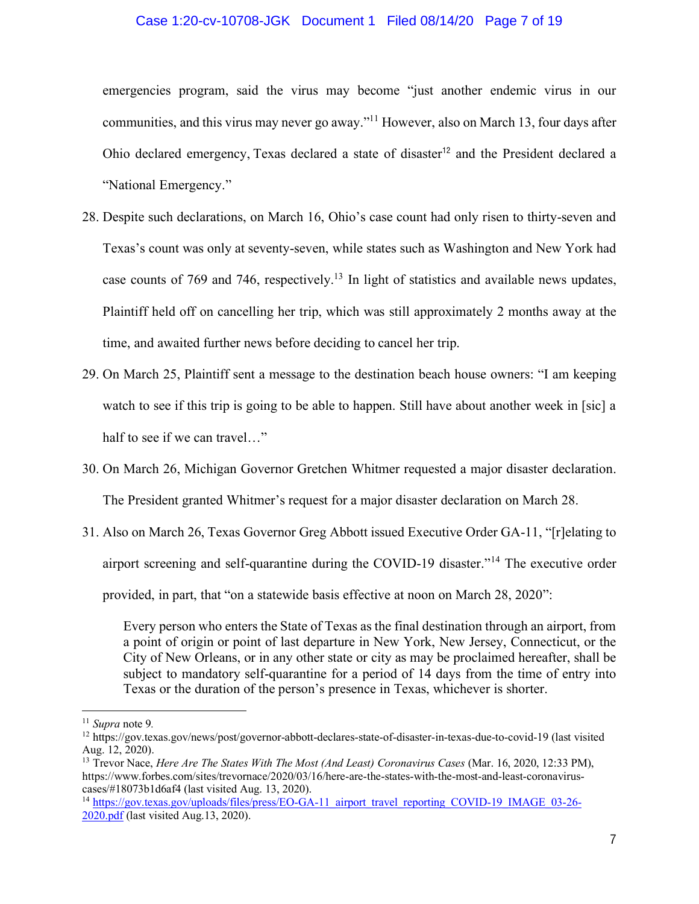emergencies program, said the virus may become "just another endemic virus in our communities, and this virus may never go away."[11] However, also on March 13, four days after Ohio declared emergency, Texas declared a state of disaster[12] and the President declared a "National Emergency."

28. Despite such declarations, on March 16, Ohio's case count had only risen to thirty-seven and Texas's count was only at seventy-seven, while states such as Washington and New York had case counts of 769 and 746, respectively.[13] In light of statistics and available news updates, Plaintiff held off on cancelling her trip, which was still approximately 2 months away at the time, and awaited further news before deciding to cancel her trip.

29. On March 25, Plaintiff sent a message to the destination beach house owners: "I am keeping watch to see if this trip is going to be able to happen. Still have about another week in [sic] a half to see if we can travel…"

30. On March 26, Michigan Governor Gretchen Whitmer requested a major disaster declaration. The President granted Whitmer's request for a major disaster declaration on March 28.

31. Also on March 26, Texas Governor Greg Abbott issued Executive Order GA-11, "[r]elating to airport screening and self-quarantine during the COVID-19 disaster."[14] The executive order provided, in part, that "on a statewide basis effective at noon on March 28, 2020":

> Every person who enters the State of Texas as the final destination through an airport, from a point of origin or point of last departure in New York, New Jersey, Connecticut, or the City of New Orleans, or in any other state or city as may be proclaimed hereafter, shall be subject to mandatory self-quarantine for a period of 14 days from the time of entry into Texas or the duration of the person's presence in Texas, whichever is shorter.

---

[11] *Supra* note 9.

[12] https://gov.texas.gov/news/post/governor-abbott-declares-state-of-disaster-in-texas-due-to-covid-19 (last visited Aug. 12, 2020).

[13] Trevor Nace, *Here Are The States With The Most (And Least) Coronavirus Cases* (Mar. 16, 2020, 12:33 PM), https://www.forbes.com/sites/trevornace/2020/03/16/here-are-the-states-with-the-most-and-least-coronavirus-cases/#18073b1d6af4 (last visited Aug. 13, 2020).

[14] https://gov.texas.gov/uploads/files/press/EO-GA-11_airport_travel_reporting_COVID-19_IMAGE_03-26-2020.pdf (last visited Aug.13, 2020).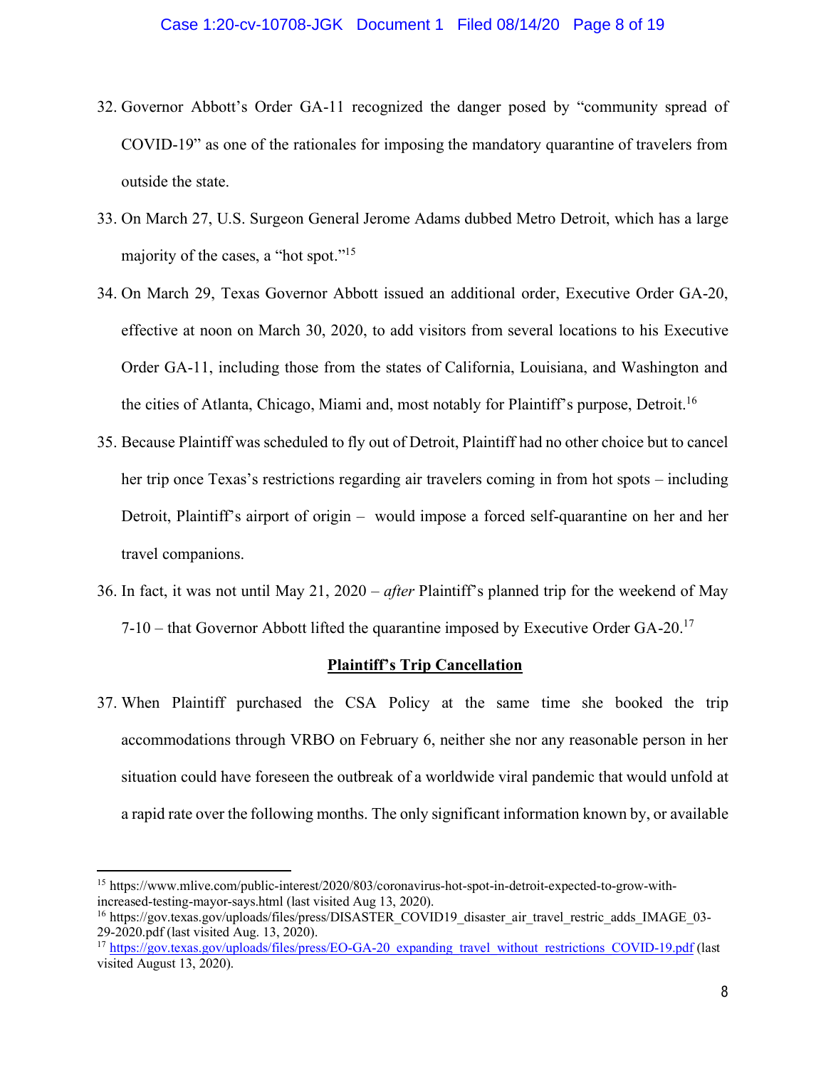32. Governor Abbott's Order GA-11 recognized the danger posed by "community spread of COVID-19" as one of the rationales for imposing the mandatory quarantine of travelers from outside the state.

33. On March 27, U.S. Surgeon General Jerome Adams dubbed Metro Detroit, which has a large majority of the cases, a "hot spot."[15]

34. On March 29, Texas Governor Abbott issued an additional order, Executive Order GA-20, effective at noon on March 30, 2020, to add visitors from several locations to his Executive Order GA-11, including those from the states of California, Louisiana, and Washington and the cities of Atlanta, Chicago, Miami and, most notably for Plaintiff's purpose, Detroit.[16]

35. Because Plaintiff was scheduled to fly out of Detroit, Plaintiff had no other choice but to cancel her trip once Texas's restrictions regarding air travelers coming in from hot spots – including Detroit, Plaintiff's airport of origin – would impose a forced self-quarantine on her and her travel companions.

36. In fact, it was not until May 21, 2020 – *after* Plaintiff's planned trip for the weekend of May 7-10 – that Governor Abbott lifted the quarantine imposed by Executive Order GA-20.[17]

**Plaintiff's Trip Cancellation**

37. When Plaintiff purchased the CSA Policy at the same time she booked the trip accommodations through VRBO on February 6, neither she nor any reasonable person in her situation could have foreseen the outbreak of a worldwide viral pandemic that would unfold at a rapid rate over the following months. The only significant information known by, or available

---

[15] https://www.mlive.com/public-interest/2020/803/coronavirus-hot-spot-in-detroit-expected-to-grow-with-increased-testing-mayor-says.html (last visited Aug 13, 2020).

[16] https://gov.texas.gov/uploads/files/press/DISASTER_COVID19_disaster_air_travel_restric_adds_IMAGE_03-29-2020.pdf (last visited Aug. 13, 2020).

[17] https://gov.texas.gov/uploads/files/press/EO-GA-20_expanding_travel_without_restrictions_COVID-19.pdf (last visited August 13, 2020).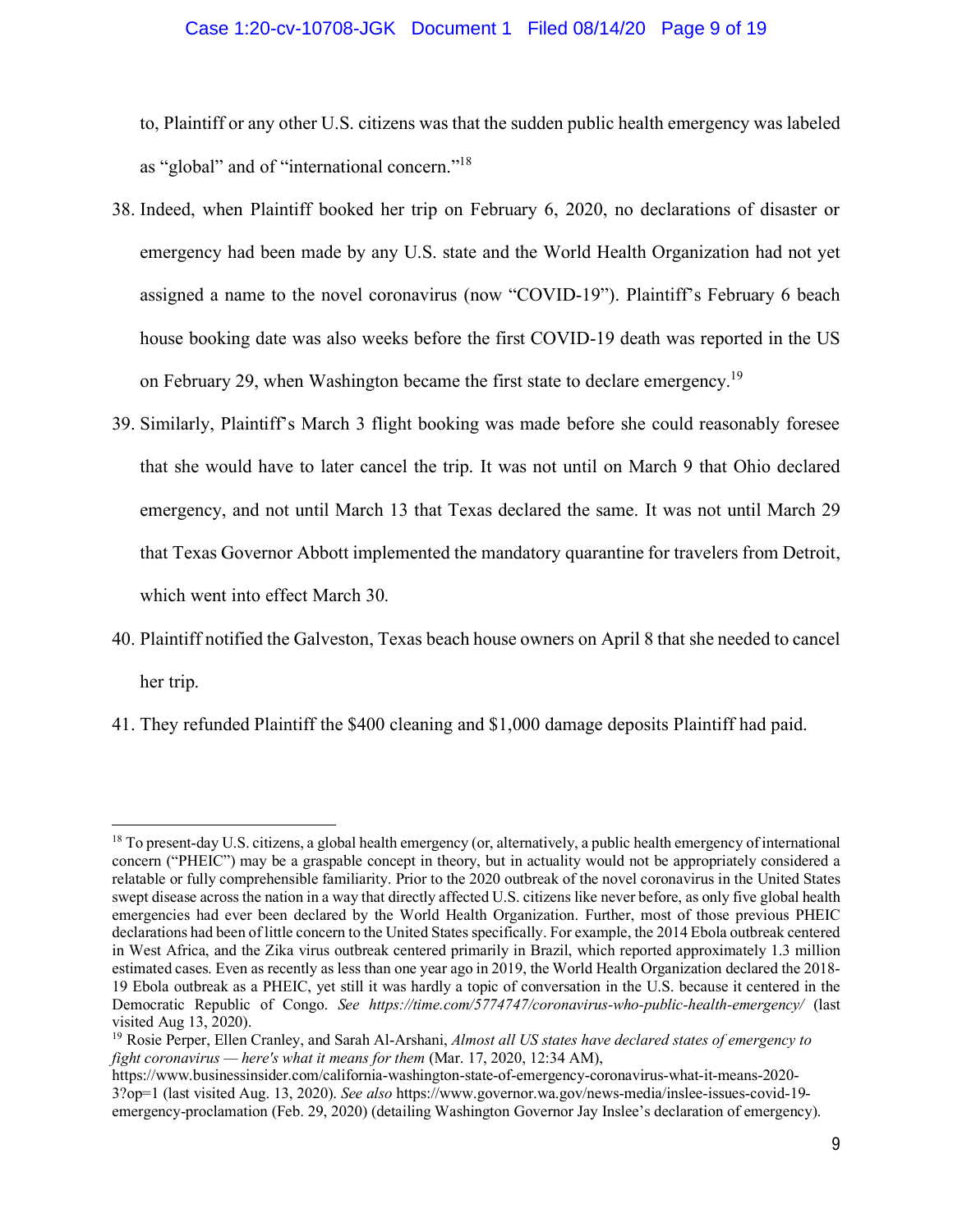to, Plaintiff or any other U.S. citizens was that the sudden public health emergency was labeled as "global" and of "international concern."[18]

38. Indeed, when Plaintiff booked her trip on February 6, 2020, no declarations of disaster or emergency had been made by any U.S. state and the World Health Organization had not yet assigned a name to the novel coronavirus (now "COVID-19"). Plaintiff's February 6 beach house booking date was also weeks before the first COVID-19 death was reported in the US on February 29, when Washington became the first state to declare emergency.[19]

39. Similarly, Plaintiff's March 3 flight booking was made before she could reasonably foresee that she would have to later cancel the trip. It was not until on March 9 that Ohio declared emergency, and not until March 13 that Texas declared the same. It was not until March 29 that Texas Governor Abbott implemented the mandatory quarantine for travelers from Detroit, which went into effect March 30.

40. Plaintiff notified the Galveston, Texas beach house owners on April 8 that she needed to cancel her trip.

41. They refunded Plaintiff the $400 cleaning and $1,000 damage deposits Plaintiff had paid.

---

[18] To present-day U.S. citizens, a global health emergency (or, alternatively, a public health emergency of international concern ("PHEIC") may be a graspable concept in theory, but in actuality would not be appropriately considered a relatable or fully comprehensible familiarity. Prior to the 2020 outbreak of the novel coronavirus in the United States swept disease across the nation in a way that directly affected U.S. citizens like never before, as only five global health emergencies had ever been declared by the World Health Organization. Further, most of those previous PHEIC declarations had been of little concern to the United States specifically. For example, the 2014 Ebola outbreak centered in West Africa, and the Zika virus outbreak centered primarily in Brazil, which reported approximately 1.3 million estimated cases. Even as recently as less than one year ago in 2019, the World Health Organization declared the 2018-19 Ebola outbreak as a PHEIC, yet still it was hardly a topic of conversation in the U.S. because it centered in the Democratic Republic of Congo. *See https://time.com/5774747/coronavirus-who-public-health-emergency/* (last visited Aug 13, 2020).

[19] Rosie Perper, Ellen Cranley, and Sarah Al-Arshani, *Almost all US states have declared states of emergency to fight coronavirus — here's what it means for them* (Mar. 17, 2020, 12:34 AM), https://www.businessinsider.com/california-washington-state-of-emergency-coronavirus-what-it-means-2020-3?op=1 (last visited Aug. 13, 2020). *See also* https://www.governor.wa.gov/news-media/inslee-issues-covid-19-emergency-proclamation (Feb. 29, 2020) (detailing Washington Governor Jay Inslee's declaration of emergency).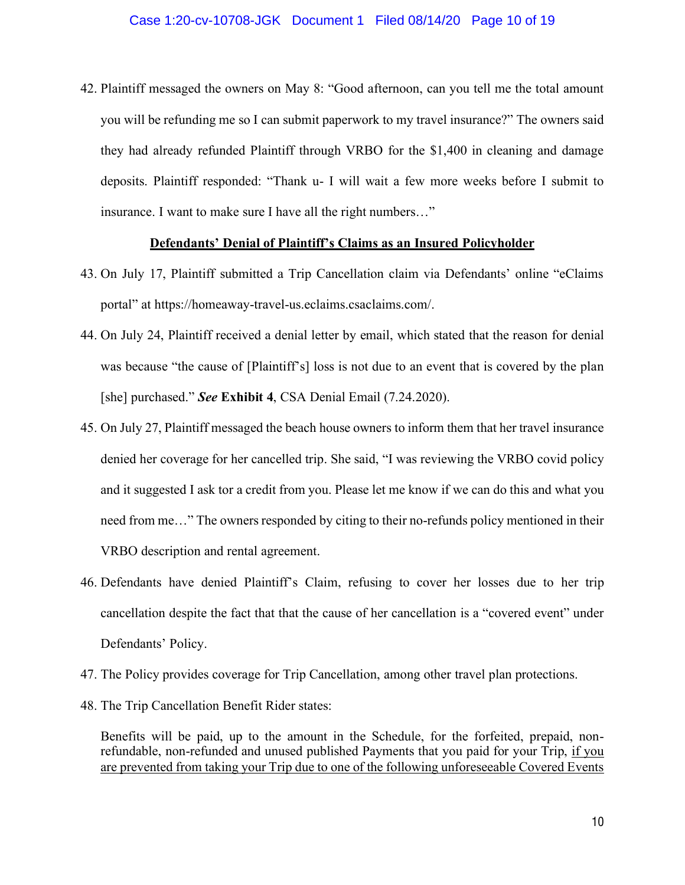42. Plaintiff messaged the owners on May 8: "Good afternoon, can you tell me the total amount you will be refunding me so I can submit paperwork to my travel insurance?" The owners said they had already refunded Plaintiff through VRBO for the $1,400 in cleaning and damage deposits. Plaintiff responded: "Thank u- I will wait a few more weeks before I submit to insurance. I want to make sure I have all the right numbers…"

<u>**Defendants' Denial of Plaintiff's Claims as an Insured Policyholder**</u>

43. On July 17, Plaintiff submitted a Trip Cancellation claim via Defendants' online "eClaims portal" at https://homeaway-travel-us.eclaims.csaclaims.com/.

44. On July 24, Plaintiff received a denial letter by email, which stated that the reason for denial was because "the cause of [Plaintiff's] loss is not due to an event that is covered by the plan [she] purchased." ***See*** **Exhibit 4**, CSA Denial Email (7.24.2020).

45. On July 27, Plaintiff messaged the beach house owners to inform them that her travel insurance denied her coverage for her cancelled trip. She said, "I was reviewing the VRBO covid policy and it suggested I ask tor a credit from you. Please let me know if we can do this and what you need from me…" The owners responded by citing to their no-refunds policy mentioned in their VRBO description and rental agreement.

46. Defendants have denied Plaintiff's Claim, refusing to cover her losses due to her trip cancellation despite the fact that that the cause of her cancellation is a "covered event" under Defendants' Policy.

47. The Policy provides coverage for Trip Cancellation, among other travel plan protections.

48. The Trip Cancellation Benefit Rider states:

> Benefits will be paid, up to the amount in the Schedule, for the forfeited, prepaid, non-refundable, non-refunded and unused published Payments that you paid for your Trip, <u>if you are prevented from taking your Trip due to one of the following unforeseeable Covered Events</u>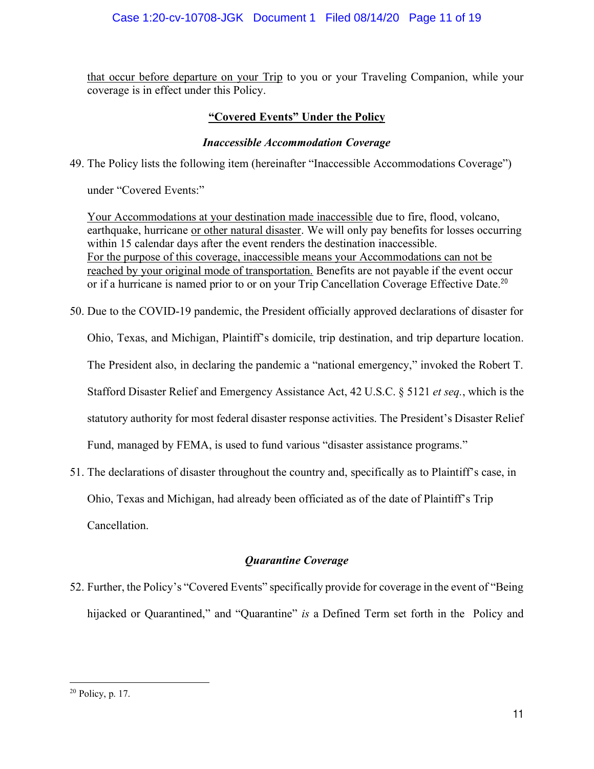that occur before departure on your Trip to you or your Traveling Companion, while your coverage is in effect under this Policy.

## "Covered Events" Under the Policy

### *Inaccessible Accommodation Coverage*

49. The Policy lists the following item (hereinafter "Inaccessible Accommodations Coverage") under "Covered Events:"

    Your Accommodations at your destination made inaccessible due to fire, flood, volcano, earthquake, hurricane or other natural disaster. We will only pay benefits for losses occurring within 15 calendar days after the event renders the destination inaccessible. For the purpose of this coverage, inaccessible means your Accommodations can not be reached by your original mode of transportation. Benefits are not payable if the event occur or if a hurricane is named prior to or on your Trip Cancellation Coverage Effective Date.[20]

50. Due to the COVID-19 pandemic, the President officially approved declarations of disaster for Ohio, Texas, and Michigan, Plaintiff's domicile, trip destination, and trip departure location. The President also, in declaring the pandemic a "national emergency," invoked the Robert T. Stafford Disaster Relief and Emergency Assistance Act, 42 U.S.C. § 5121 *et seq.*, which is the statutory authority for most federal disaster response activities. The President's Disaster Relief Fund, managed by FEMA, is used to fund various "disaster assistance programs."

51. The declarations of disaster throughout the country and, specifically as to Plaintiff's case, in Ohio, Texas and Michigan, had already been officiated as of the date of Plaintiff's Trip Cancellation.

### *Quarantine Coverage*

52. Further, the Policy's "Covered Events" specifically provide for coverage in the event of "Being hijacked or Quarantined," and "Quarantine" *is* a Defined Term set forth in the Policy and

---

[20] Policy, p. 17.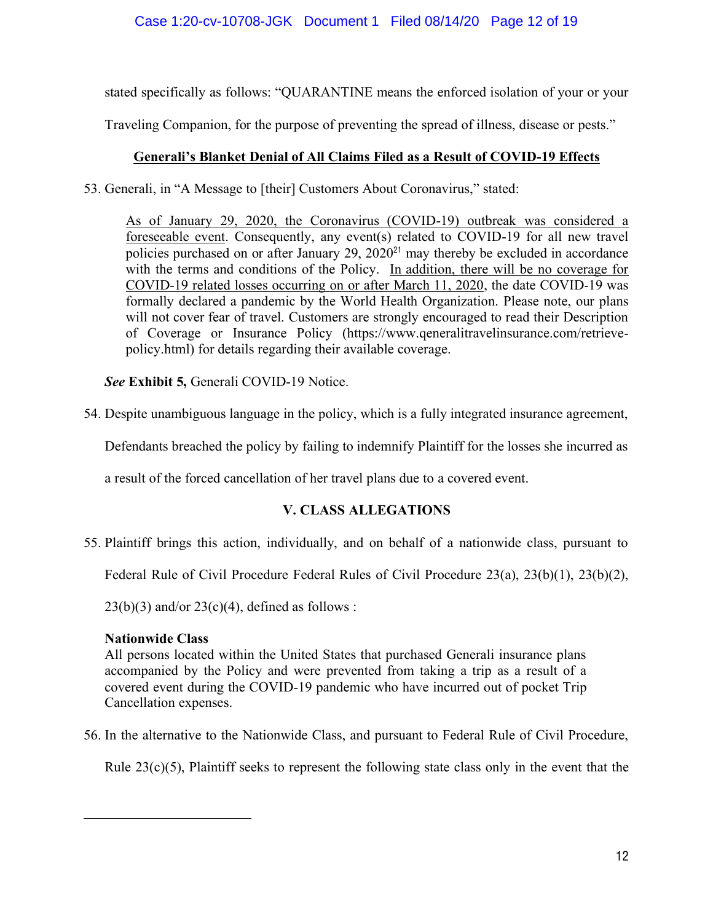stated specifically as follows: "QUARANTINE means the enforced isolation of your or your Traveling Companion, for the purpose of preventing the spread of illness, disease or pests."

**Generali's Blanket Denial of All Claims Filed as a Result of COVID-19 Effects**

53. Generali, in "A Message to [their] Customers About Coronavirus," stated:

> As of January 29, 2020, the Coronavirus (COVID-19) outbreak was considered a foreseeable event. Consequently, any event(s) related to COVID-19 for all new travel policies purchased on or after January 29, 2020[21] may thereby be excluded in accordance with the terms and conditions of the Policy. In addition, there will be no coverage for COVID-19 related losses occurring on or after March 11, 2020, the date COVID-19 was formally declared a pandemic by the World Health Organization. Please note, our plans will not cover fear of travel. Customers are strongly encouraged to read their Description of Coverage or Insurance Policy (https://www.qeneralitravelinsurance.com/retrieve-policy.html) for details regarding their available coverage.

***See*** **Exhibit 5,** Generali COVID-19 Notice.

54. Despite unambiguous language in the policy, which is a fully integrated insurance agreement, Defendants breached the policy by failing to indemnify Plaintiff for the losses she incurred as a result of the forced cancellation of her travel plans due to a covered event.

## V. CLASS ALLEGATIONS

55. Plaintiff brings this action, individually, and on behalf of a nationwide class, pursuant to Federal Rule of Civil Procedure Federal Rules of Civil Procedure 23(a), 23(b)(1), 23(b)(2), 23(b)(3) and/or 23(c)(4), defined as follows :

> **Nationwide Class**
> All persons located within the United States that purchased Generali insurance plans accompanied by the Policy and were prevented from taking a trip as a result of a covered event during the COVID-19 pandemic who have incurred out of pocket Trip Cancellation expenses.

56. In the alternative to the Nationwide Class, and pursuant to Federal Rule of Civil Procedure, Rule 23(c)(5), Plaintiff seeks to represent the following state class only in the event that the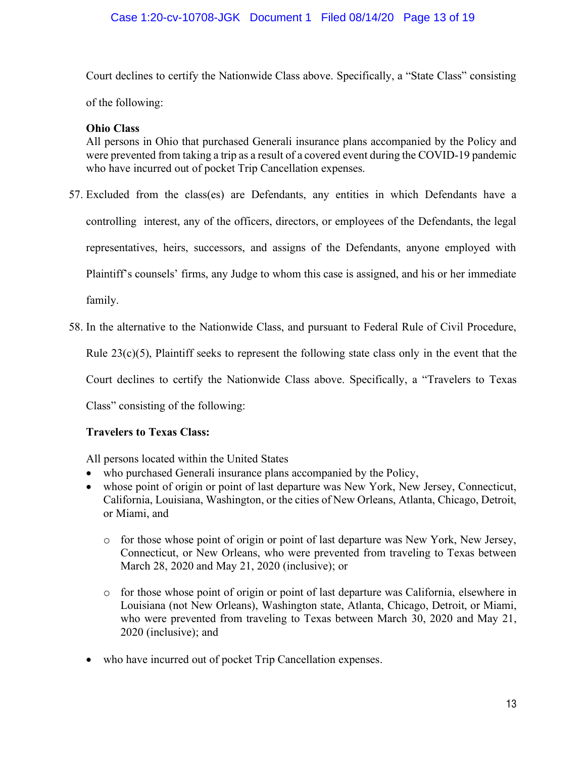Court declines to certify the Nationwide Class above. Specifically, a "State Class" consisting of the following:

**Ohio Class**
All persons in Ohio that purchased Generali insurance plans accompanied by the Policy and were prevented from taking a trip as a result of a covered event during the COVID-19 pandemic who have incurred out of pocket Trip Cancellation expenses.

57. Excluded from the class(es) are Defendants, any entities in which Defendants have a controlling interest, any of the officers, directors, or employees of the Defendants, the legal representatives, heirs, successors, and assigns of the Defendants, anyone employed with Plaintiff's counsels' firms, any Judge to whom this case is assigned, and his or her immediate family.

58. In the alternative to the Nationwide Class, and pursuant to Federal Rule of Civil Procedure, Rule 23(c)(5), Plaintiff seeks to represent the following state class only in the event that the Court declines to certify the Nationwide Class above. Specifically, a "Travelers to Texas Class" consisting of the following:

**Travelers to Texas Class:**

All persons located within the United States

- who purchased Generali insurance plans accompanied by the Policy,
- whose point of origin or point of last departure was New York, New Jersey, Connecticut, California, Louisiana, Washington, or the cities of New Orleans, Atlanta, Chicago, Detroit, or Miami, and
  - for those whose point of origin or point of last departure was New York, New Jersey, Connecticut, or New Orleans, who were prevented from traveling to Texas between March 28, 2020 and May 21, 2020 (inclusive); or
  - for those whose point of origin or point of last departure was California, elsewhere in Louisiana (not New Orleans), Washington state, Atlanta, Chicago, Detroit, or Miami, who were prevented from traveling to Texas between March 30, 2020 and May 21, 2020 (inclusive); and
- who have incurred out of pocket Trip Cancellation expenses.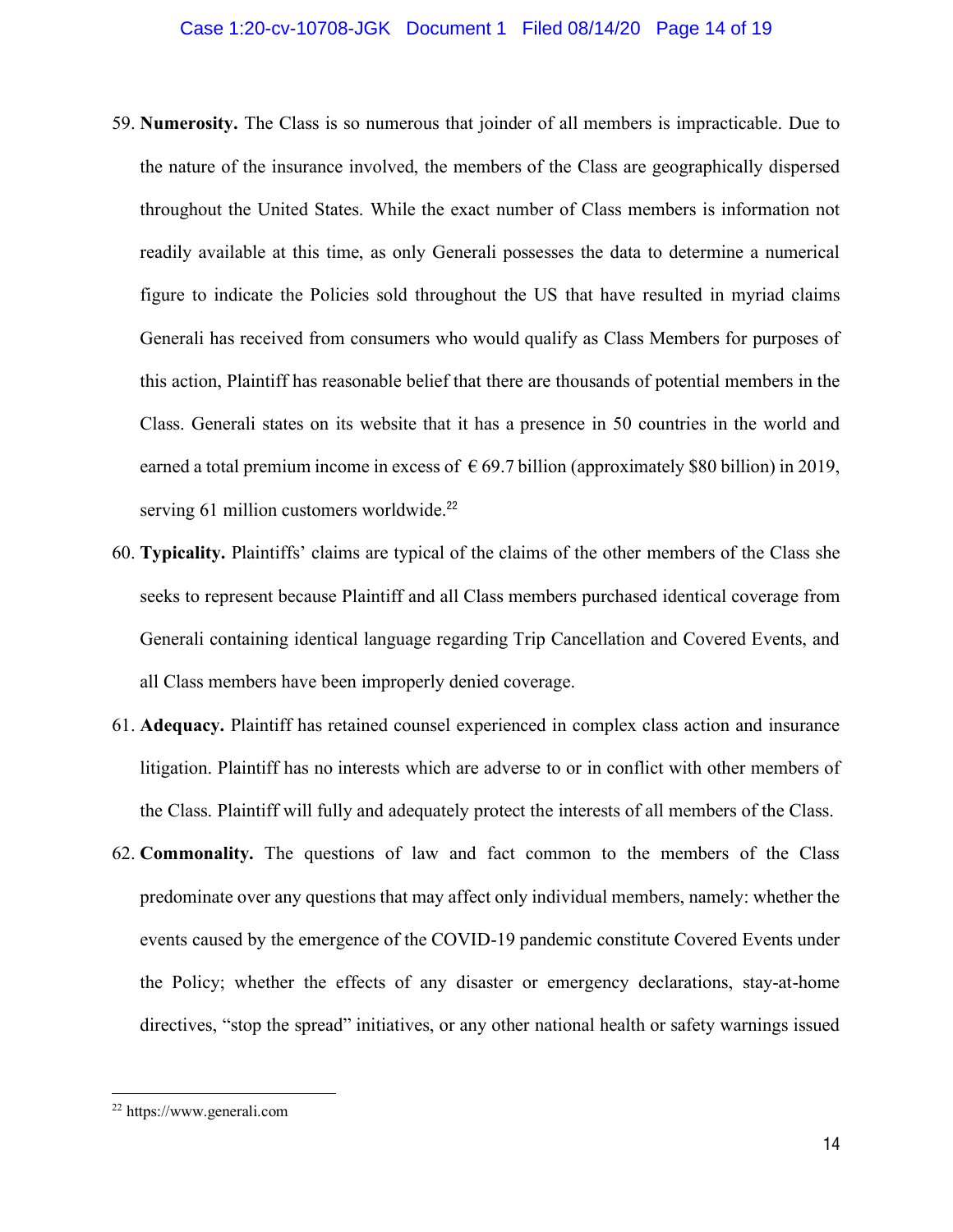59. **Numerosity.** The Class is so numerous that joinder of all members is impracticable. Due to the nature of the insurance involved, the members of the Class are geographically dispersed throughout the United States. While the exact number of Class members is information not readily available at this time, as only Generali possesses the data to determine a numerical figure to indicate the Policies sold throughout the US that have resulted in myriad claims Generali has received from consumers who would qualify as Class Members for purposes of this action, Plaintiff has reasonable belief that there are thousands of potential members in the Class. Generali states on its website that it has a presence in 50 countries in the world and earned a total premium income in excess of € 69.7 billion (approximately $80 billion) in 2019, serving 61 million customers worldwide.[22]

60. **Typicality.** Plaintiffs' claims are typical of the claims of the other members of the Class she seeks to represent because Plaintiff and all Class members purchased identical coverage from Generali containing identical language regarding Trip Cancellation and Covered Events, and all Class members have been improperly denied coverage.

61. **Adequacy.** Plaintiff has retained counsel experienced in complex class action and insurance litigation. Plaintiff has no interests which are adverse to or in conflict with other members of the Class. Plaintiff will fully and adequately protect the interests of all members of the Class.

62. **Commonality.** The questions of law and fact common to the members of the Class predominate over any questions that may affect only individual members, namely: whether the events caused by the emergence of the COVID-19 pandemic constitute Covered Events under the Policy; whether the effects of any disaster or emergency declarations, stay-at-home directives, "stop the spread" initiatives, or any other national health or safety warnings issued

---

[22] https://www.generali.com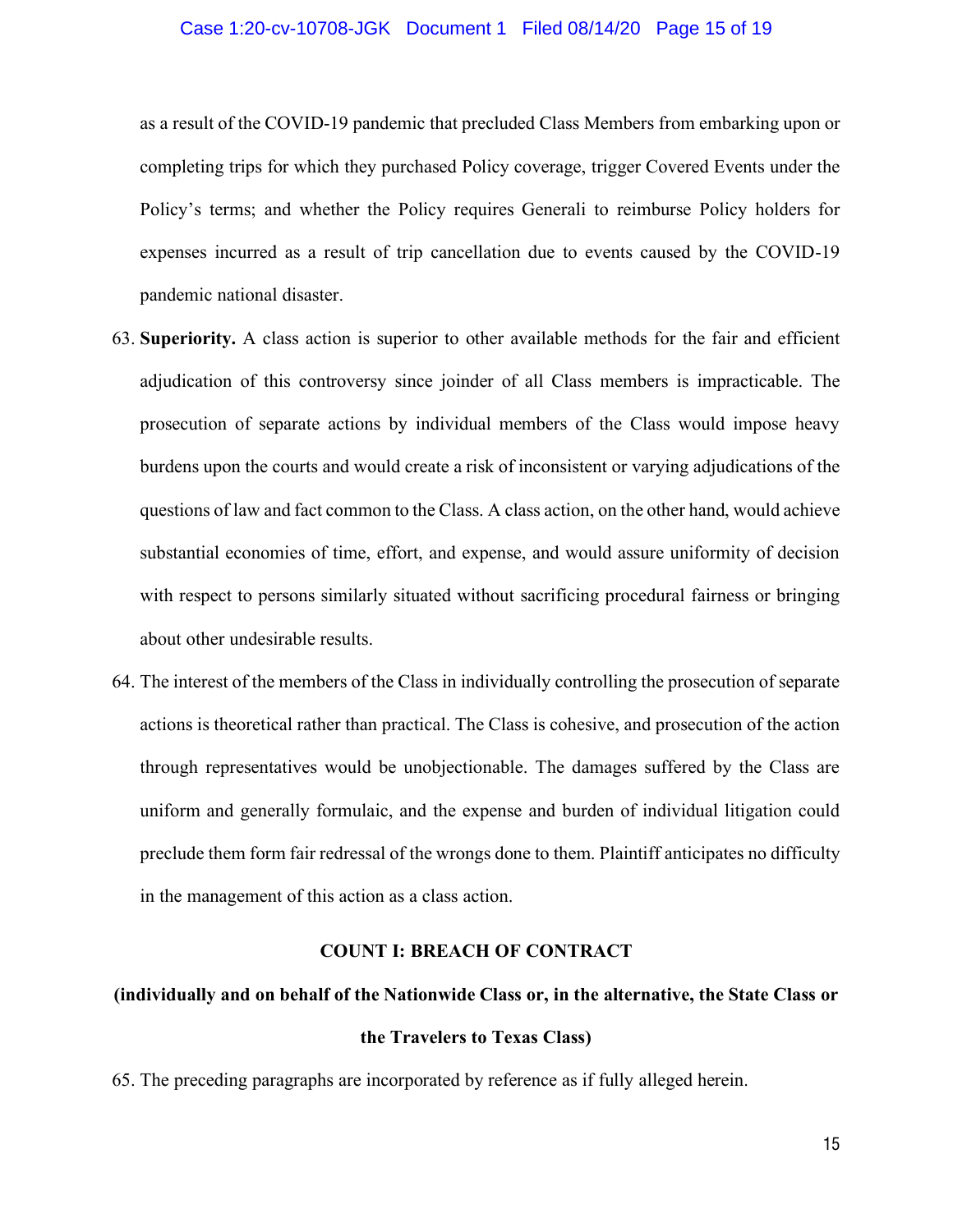as a result of the COVID-19 pandemic that precluded Class Members from embarking upon or completing trips for which they purchased Policy coverage, trigger Covered Events under the Policy's terms; and whether the Policy requires Generali to reimburse Policy holders for expenses incurred as a result of trip cancellation due to events caused by the COVID-19 pandemic national disaster.

63. **Superiority.** A class action is superior to other available methods for the fair and efficient adjudication of this controversy since joinder of all Class members is impracticable. The prosecution of separate actions by individual members of the Class would impose heavy burdens upon the courts and would create a risk of inconsistent or varying adjudications of the questions of law and fact common to the Class. A class action, on the other hand, would achieve substantial economies of time, effort, and expense, and would assure uniformity of decision with respect to persons similarly situated without sacrificing procedural fairness or bringing about other undesirable results.

64. The interest of the members of the Class in individually controlling the prosecution of separate actions is theoretical rather than practical. The Class is cohesive, and prosecution of the action through representatives would be unobjectionable. The damages suffered by the Class are uniform and generally formulaic, and the expense and burden of individual litigation could preclude them form fair redressal of the wrongs done to them. Plaintiff anticipates no difficulty in the management of this action as a class action.

**COUNT I: BREACH OF CONTRACT**

**(individually and on behalf of the Nationwide Class or, in the alternative, the State Class or the Travelers to Texas Class)**

65. The preceding paragraphs are incorporated by reference as if fully alleged herein.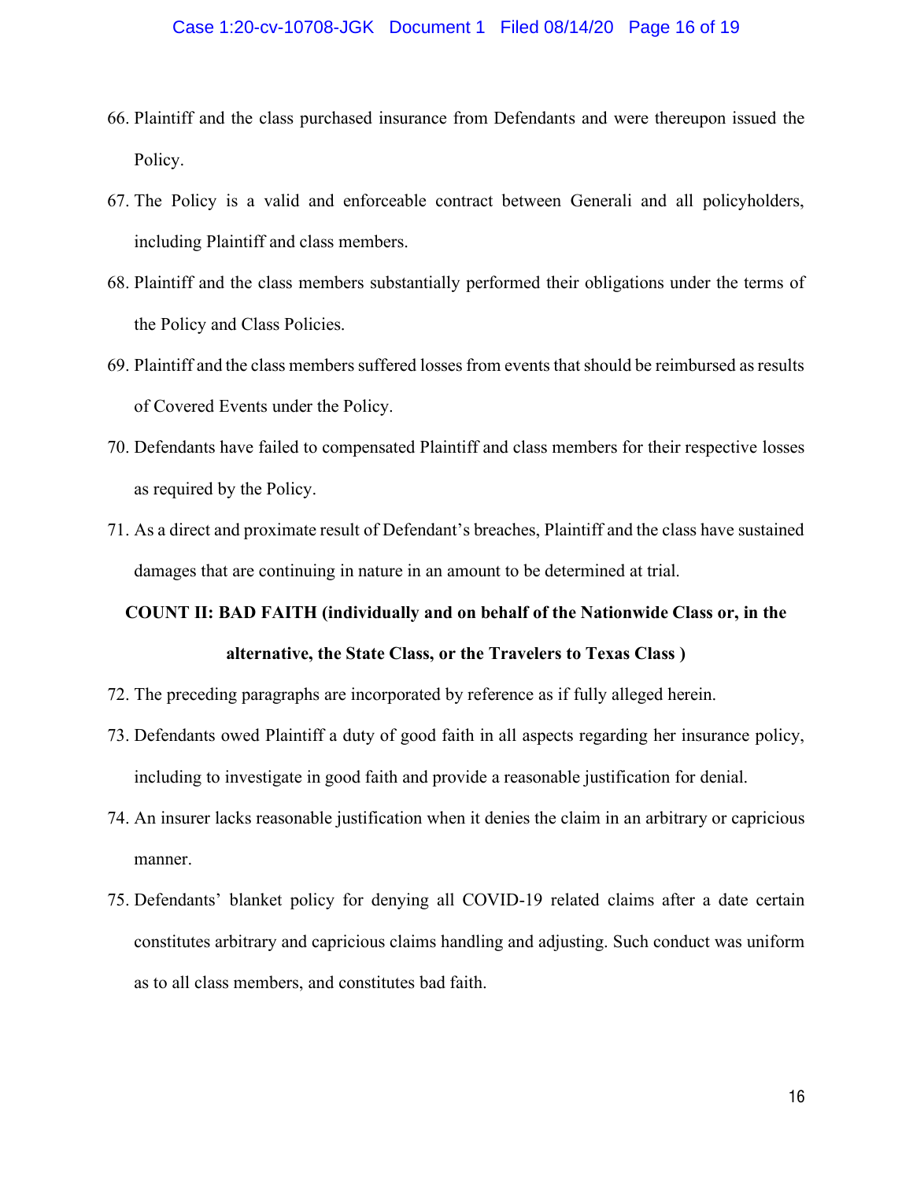66. Plaintiff and the class purchased insurance from Defendants and were thereupon issued the Policy.
67. The Policy is a valid and enforceable contract between Generali and all policyholders, including Plaintiff and class members.
68. Plaintiff and the class members substantially performed their obligations under the terms of the Policy and Class Policies.
69. Plaintiff and the class members suffered losses from events that should be reimbursed as results of Covered Events under the Policy.
70. Defendants have failed to compensated Plaintiff and class members for their respective losses as required by the Policy.
71. As a direct and proximate result of Defendant's breaches, Plaintiff and the class have sustained damages that are continuing in nature in an amount to be determined at trial.

**COUNT II: BAD FAITH (individually and on behalf of the Nationwide Class or, in the alternative, the State Class, or the Travelers to Texas Class )**

72. The preceding paragraphs are incorporated by reference as if fully alleged herein.
73. Defendants owed Plaintiff a duty of good faith in all aspects regarding her insurance policy, including to investigate in good faith and provide a reasonable justification for denial.
74. An insurer lacks reasonable justification when it denies the claim in an arbitrary or capricious manner.
75. Defendants' blanket policy for denying all COVID-19 related claims after a date certain constitutes arbitrary and capricious claims handling and adjusting. Such conduct was uniform as to all class members, and constitutes bad faith.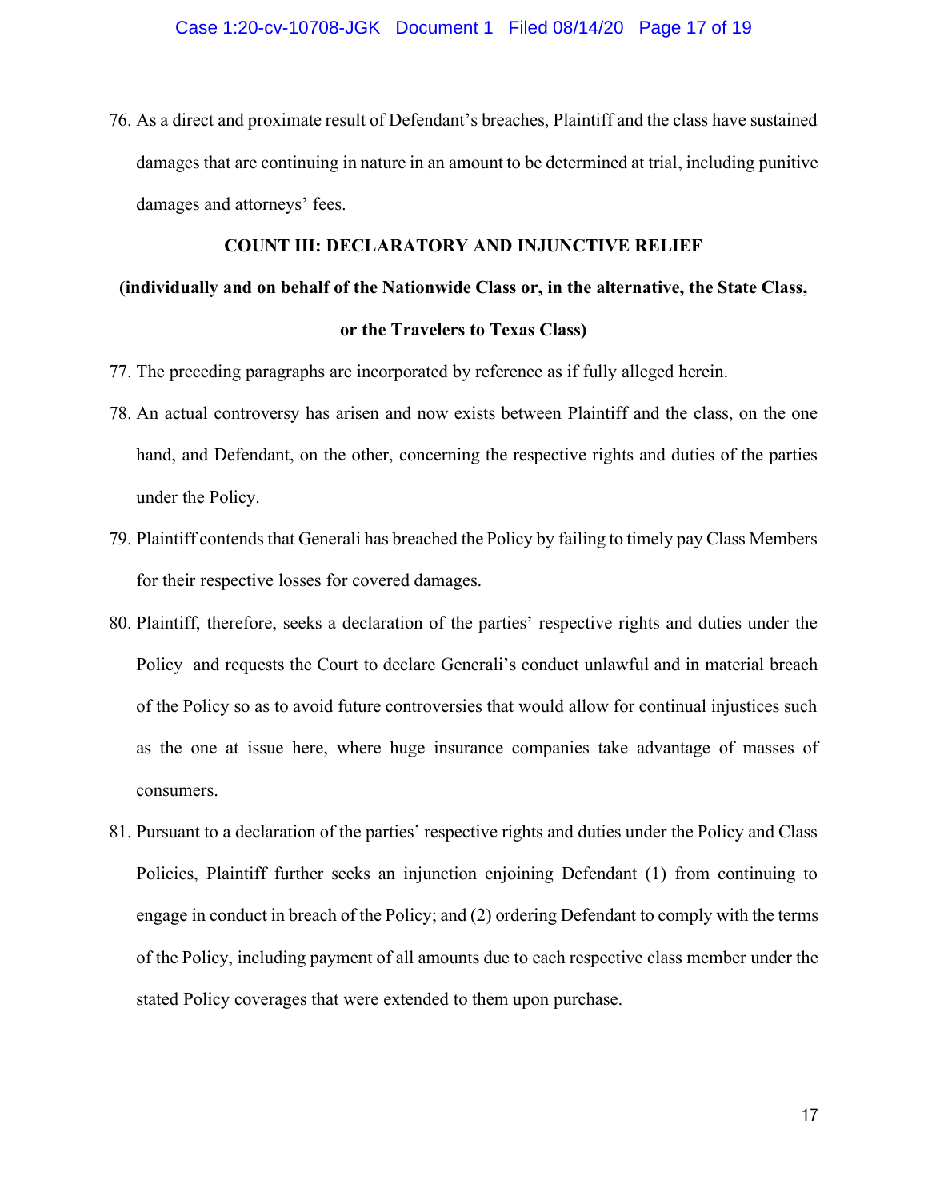76. As a direct and proximate result of Defendant's breaches, Plaintiff and the class have sustained damages that are continuing in nature in an amount to be determined at trial, including punitive damages and attorneys' fees.

**COUNT III: DECLARATORY AND INJUNCTIVE RELIEF**

**(individually and on behalf of the Nationwide Class or, in the alternative, the State Class, or the Travelers to Texas Class)**

77. The preceding paragraphs are incorporated by reference as if fully alleged herein.

78. An actual controversy has arisen and now exists between Plaintiff and the class, on the one hand, and Defendant, on the other, concerning the respective rights and duties of the parties under the Policy.

79. Plaintiff contends that Generali has breached the Policy by failing to timely pay Class Members for their respective losses for covered damages.

80. Plaintiff, therefore, seeks a declaration of the parties' respective rights and duties under the Policy and requests the Court to declare Generali's conduct unlawful and in material breach of the Policy so as to avoid future controversies that would allow for continual injustices such as the one at issue here, where huge insurance companies take advantage of masses of consumers.

81. Pursuant to a declaration of the parties' respective rights and duties under the Policy and Class Policies, Plaintiff further seeks an injunction enjoining Defendant (1) from continuing to engage in conduct in breach of the Policy; and (2) ordering Defendant to comply with the terms of the Policy, including payment of all amounts due to each respective class member under the stated Policy coverages that were extended to them upon purchase.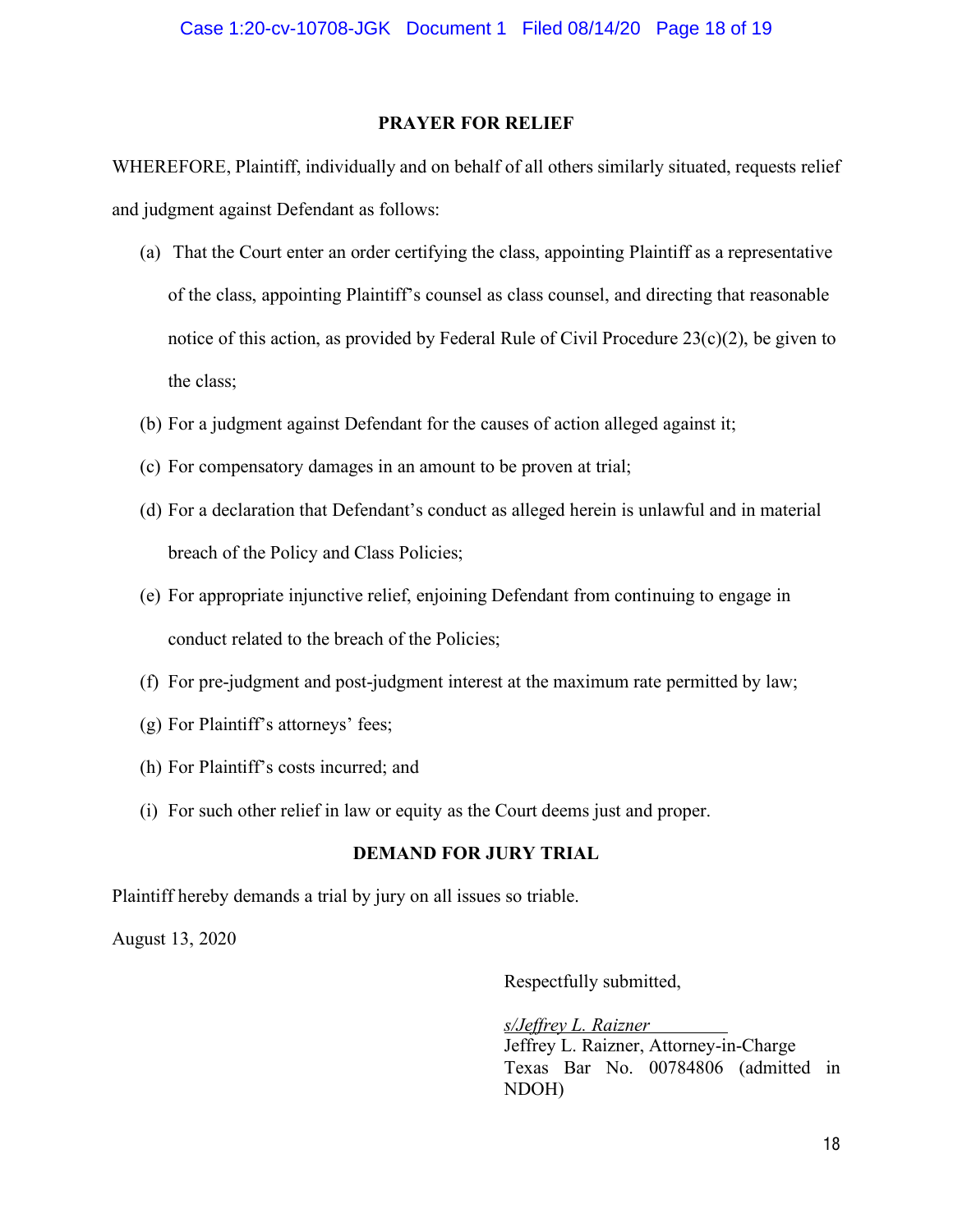## PRAYER FOR RELIEF

WHEREFORE, Plaintiff, individually and on behalf of all others similarly situated, requests relief and judgment against Defendant as follows:

(a) That the Court enter an order certifying the class, appointing Plaintiff as a representative of the class, appointing Plaintiff's counsel as class counsel, and directing that reasonable notice of this action, as provided by Federal Rule of Civil Procedure 23(c)(2), be given to the class;

(b) For a judgment against Defendant for the causes of action alleged against it;

(c) For compensatory damages in an amount to be proven at trial;

(d) For a declaration that Defendant's conduct as alleged herein is unlawful and in material breach of the Policy and Class Policies;

(e) For appropriate injunctive relief, enjoining Defendant from continuing to engage in conduct related to the breach of the Policies;

(f) For pre-judgment and post-judgment interest at the maximum rate permitted by law;

(g) For Plaintiff's attorneys' fees;

(h) For Plaintiff's costs incurred; and

(i) For such other relief in law or equity as the Court deems just and proper.

## DEMAND FOR JURY TRIAL

Plaintiff hereby demands a trial by jury on all issues so triable.

August 13, 2020

Respectfully submitted,

*s/Jeffrey L. Raizner*
Jeffrey L. Raizner, Attorney-in-Charge
Texas Bar No. 00784806 (admitted in NDOH)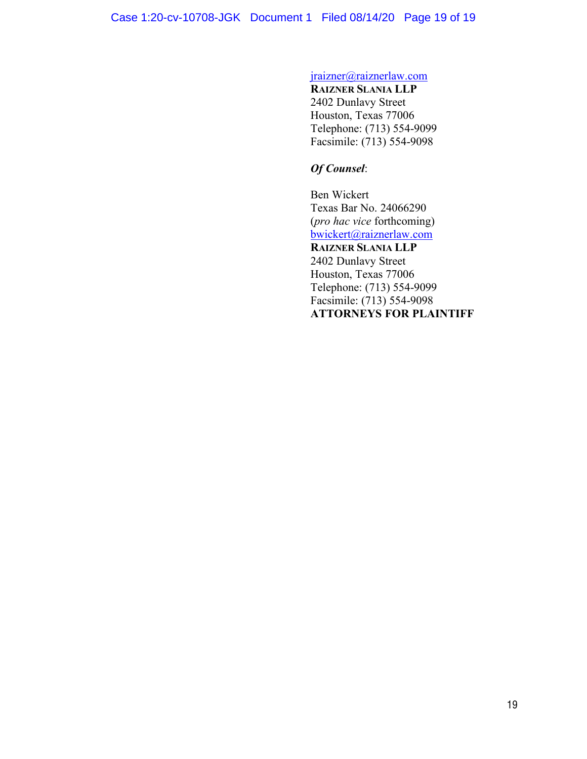jraizner@raiznerlaw.com
**RAIZNER SLANIA LLP**
2402 Dunlavy Street
Houston, Texas 77006
Telephone: (713) 554-9099
Facsimile: (713) 554-9098

***Of Counsel***:

Ben Wickert
Texas Bar No. 24066290
(*pro hac vice* forthcoming)
bwickert@raiznerlaw.com
**RAIZNER SLANIA LLP**
2402 Dunlavy Street
Houston, Texas 77006
Telephone: (713) 554-9099
Facsimile: (713) 554-9098
**ATTORNEYS FOR PLAINTIFF**